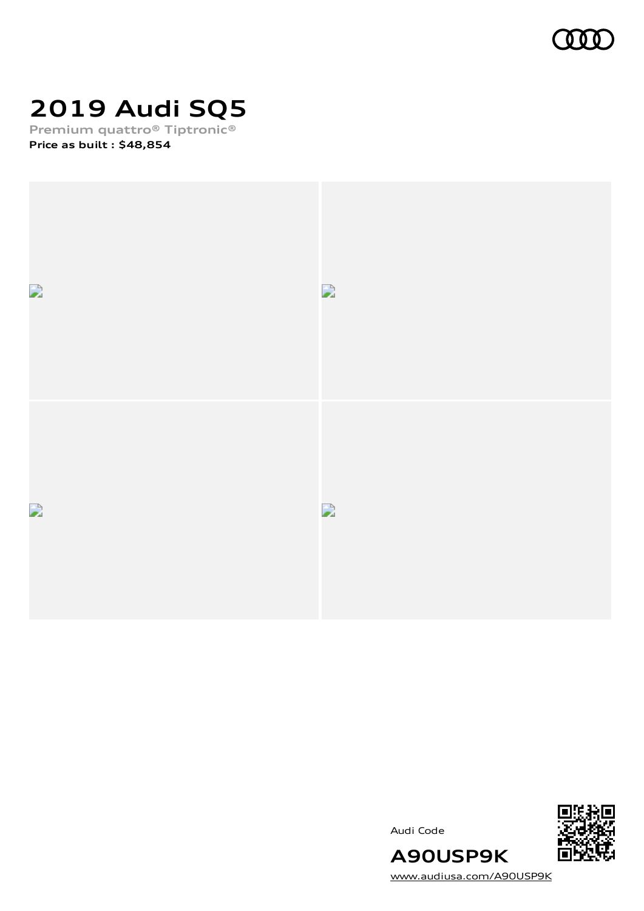# 2019 Audi SQ5

Premium quattro® Tiptronic®

**Price as built : $48,854**

Audi Code

**A90USP9K**

www.audiusa.com/A90USP9K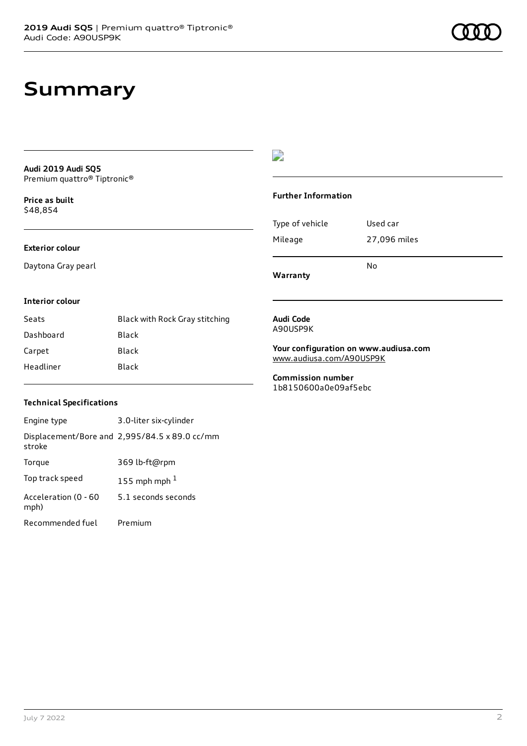# Summary

**Audi 2019 Audi SQ5**
Premium quattro® Tiptronic®

**Price as built**
$48,854

### Exterior colour

Daytona Gray pearl

### Interior colour

| Seats | Black with Rock Gray stitching |
| --- | --- |
| Dashboard | Black |
| Carpet | Black |
| Headliner | Black |

### Technical Specifications

| Engine type | 3.0-liter six-cylinder |
| --- | --- |
| Displacement/Bore and stroke | 2,995/84.5 x 89.0 cc/mm |
| Torque | 369 lb-ft@rpm |
| Top track speed | 155 mph mph [1] |
| Acceleration (0 - 60 mph) | 5.1 seconds seconds |
| Recommended fuel | Premium |

### Further Information

| Type of vehicle | Used car |
| --- | --- |
| Mileage | 27,096 miles |
| **Warranty** | No |

**Audi Code**
A90USP9K

**Your configuration on www.audiusa.com**
www.audiusa.com/A90USP9K

**Commission number**
1b8150600a0e09af5ebc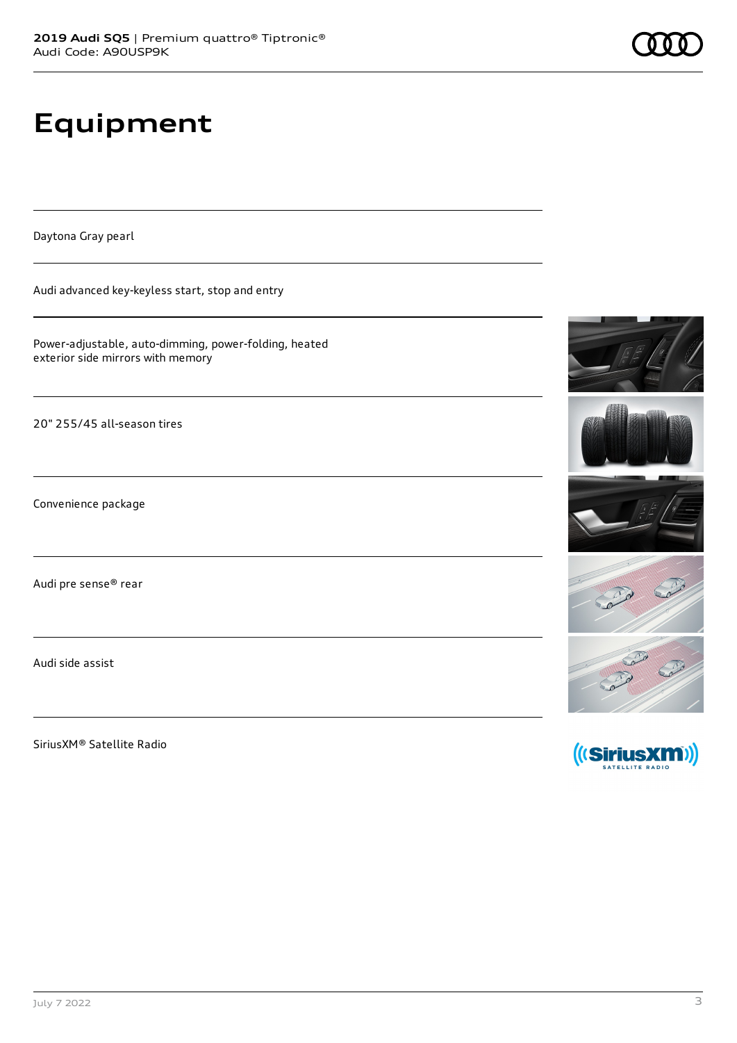# Equipment

Daytona Gray pearl

Audi advanced key-keyless start, stop and entry

Power-adjustable, auto-dimming, power-folding, heated exterior side mirrors with memory

20" 255/45 all-season tires

Convenience package

Audi pre sense® rear

Audi side assist

SiriusXM® Satellite Radio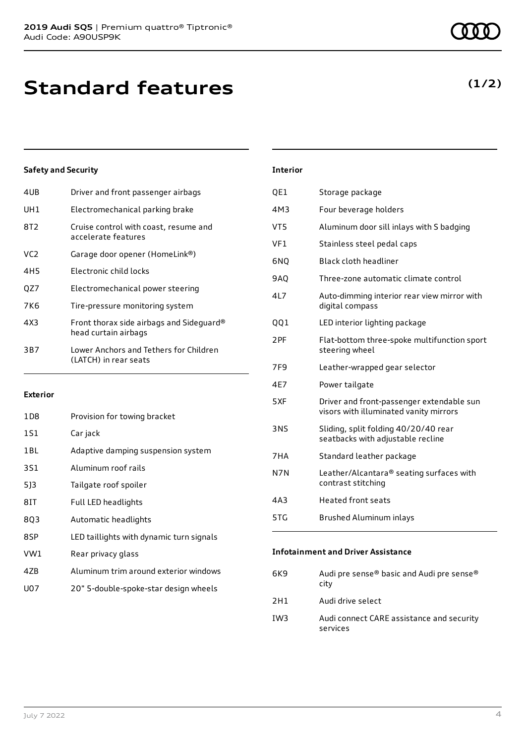# Standard features

**(1/2)**

### Safety and Security

| | |
|---|---|
| 4UB | Driver and front passenger airbags |
| UH1 | Electromechanical parking brake |
| 8T2 | Cruise control with coast, resume and accelerate features |
| VC2 | Garage door opener (HomeLink®) |
| 4H5 | Electronic child locks |
| QZ7 | Electromechanical power steering |
| 7K6 | Tire-pressure monitoring system |
| 4X3 | Front thorax side airbags and Sideguard® head curtain airbags |
| 3B7 | Lower Anchors and Tethers for Children (LATCH) in rear seats |

### Exterior

| | |
|---|---|
| 1D8 | Provision for towing bracket |
| 1S1 | Car jack |
| 1BL | Adaptive damping suspension system |
| 3S1 | Aluminum roof rails |
| 5J3 | Tailgate roof spoiler |
| 8IT | Full LED headlights |
| 8Q3 | Automatic headlights |
| 8SP | LED taillights with dynamic turn signals |
| VW1 | Rear privacy glass |
| 4ZB | Aluminum trim around exterior windows |
| U07 | 20" 5-double-spoke-star design wheels |

### Interior

| | |
|---|---|
| QE1 | Storage package |
| 4M3 | Four beverage holders |
| VT5 | Aluminum door sill inlays with S badging |
| VF1 | Stainless steel pedal caps |
| 6NQ | Black cloth headliner |
| 9AQ | Three-zone automatic climate control |
| 4L7 | Auto-dimming interior rear view mirror with digital compass |
| QQ1 | LED interior lighting package |
| 2PF | Flat-bottom three-spoke multifunction sport steering wheel |
| 7F9 | Leather-wrapped gear selector |
| 4E7 | Power tailgate |
| 5XF | Driver and front-passenger extendable sun visors with illuminated vanity mirrors |
| 3NS | Sliding, split folding 40/20/40 rear seatbacks with adjustable recline |
| 7HA | Standard leather package |
| N7N | Leather/Alcantara® seating surfaces with contrast stitching |
| 4A3 | Heated front seats |
| 5TG | Brushed Aluminum inlays |

### Infotainment and Driver Assistance

| | |
|---|---|
| 6K9 | Audi pre sense® basic and Audi pre sense® city |
| 2H1 | Audi drive select |
| IW3 | Audi connect CARE assistance and security services |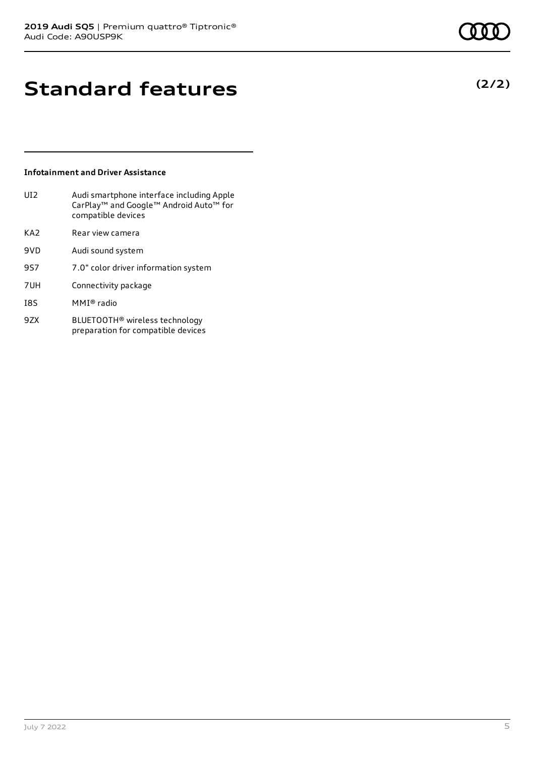# Standard features

**(2/2)**

### Infotainment and Driver Assistance

| | |
|---|---|
| UI2 | Audi smartphone interface including Apple CarPlay™ and Google™ Android Auto™ for compatible devices |
| KA2 | Rear view camera |
| 9VD | Audi sound system |
| 9S7 | 7.0" color driver information system |
| 7UH | Connectivity package |
| I8S | MMI® radio |
| 9ZX | BLUETOOTH® wireless technology preparation for compatible devices |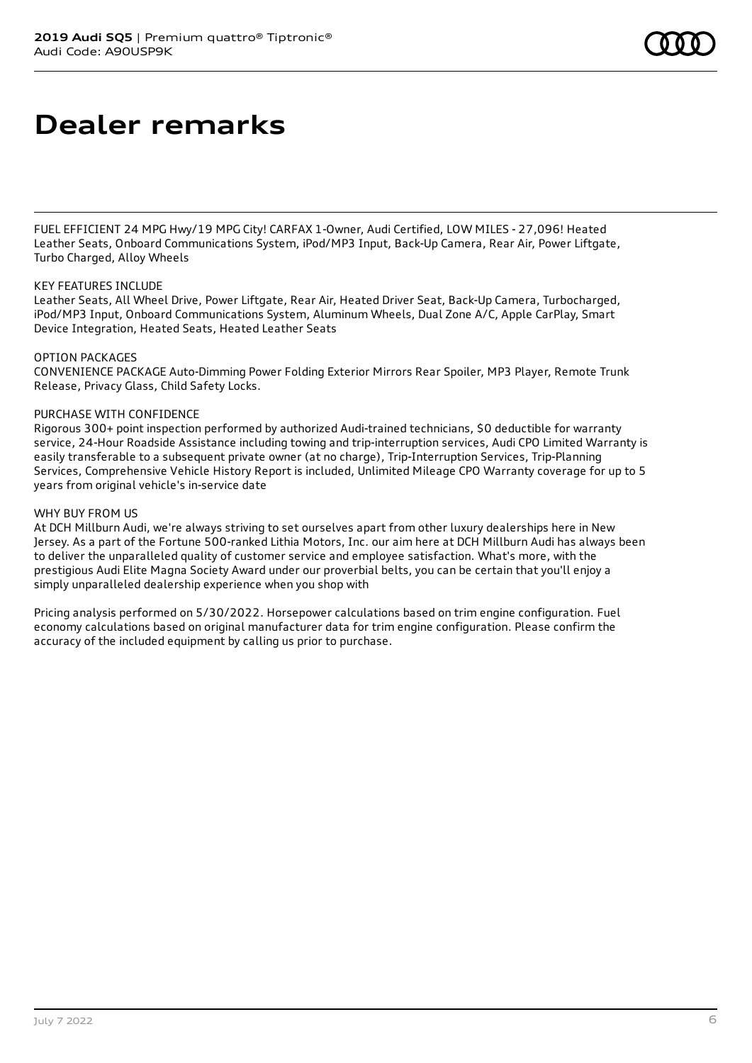# Dealer remarks

FUEL EFFICIENT 24 MPG Hwy/19 MPG City! CARFAX 1-Owner, Audi Certified, LOW MILES - 27,096! Heated Leather Seats, Onboard Communications System, iPod/MP3 Input, Back-Up Camera, Rear Air, Power Liftgate, Turbo Charged, Alloy Wheels

KEY FEATURES INCLUDE
Leather Seats, All Wheel Drive, Power Liftgate, Rear Air, Heated Driver Seat, Back-Up Camera, Turbocharged, iPod/MP3 Input, Onboard Communications System, Aluminum Wheels, Dual Zone A/C, Apple CarPlay, Smart Device Integration, Heated Seats, Heated Leather Seats

OPTION PACKAGES
CONVENIENCE PACKAGE Auto-Dimming Power Folding Exterior Mirrors Rear Spoiler, MP3 Player, Remote Trunk Release, Privacy Glass, Child Safety Locks.

PURCHASE WITH CONFIDENCE
Rigorous 300+ point inspection performed by authorized Audi-trained technicians, $0 deductible for warranty service, 24-Hour Roadside Assistance including towing and trip-interruption services, Audi CPO Limited Warranty is easily transferable to a subsequent private owner (at no charge), Trip-Interruption Services, Trip-Planning Services, Comprehensive Vehicle History Report is included, Unlimited Mileage CPO Warranty coverage for up to 5 years from original vehicle's in-service date

WHY BUY FROM US
At DCH Millburn Audi, we're always striving to set ourselves apart from other luxury dealerships here in New Jersey. As a part of the Fortune 500-ranked Lithia Motors, Inc. our aim here at DCH Millburn Audi has always been to deliver the unparalleled quality of customer service and employee satisfaction. What's more, with the prestigious Audi Elite Magna Society Award under our proverbial belts, you can be certain that you'll enjoy a simply unparalleled dealership experience when you shop with

Pricing analysis performed on 5/30/2022. Horsepower calculations based on trim engine configuration. Fuel economy calculations based on original manufacturer data for trim engine configuration. Please confirm the accuracy of the included equipment by calling us prior to purchase.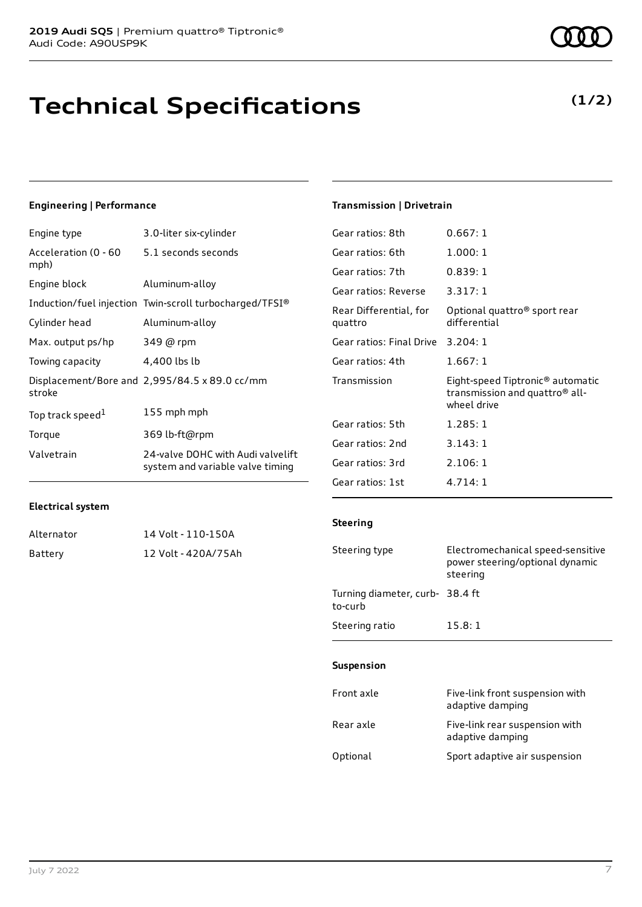# Technical Specifications

**(1/2)**

### Engineering | Performance

| | |
|---|---|
| Engine type | 3.0-liter six-cylinder |
| Acceleration (0 - 60 mph) | 5.1 seconds seconds |
| Engine block | Aluminum-alloy |
| Induction/fuel injection | Twin-scroll turbocharged/TFSI® |
| Cylinder head | Aluminum-alloy |
| Max. output ps/hp | 349 @ rpm |
| Towing capacity | 4,400 lbs lb |
| Displacement/Bore and stroke | 2,995/84.5 x 89.0 cc/mm |
| Top track speed[1] | 155 mph mph |
| Torque | 369 lb-ft@rpm |
| Valvetrain | 24-valve DOHC with Audi valvelift system and variable valve timing |

### Electrical system

| | |
|---|---|
| Alternator | 14 Volt - 110-150A |
| Battery | 12 Volt - 420A/75Ah |

### Transmission | Drivetrain

| | |
|---|---|
| Gear ratios: 8th | 0.667: 1 |
| Gear ratios: 6th | 1.000: 1 |
| Gear ratios: 7th | 0.839: 1 |
| Gear ratios: Reverse | 3.317: 1 |
| Rear Differential, for quattro | Optional quattro® sport rear differential |
| Gear ratios: Final Drive | 3.204: 1 |
| Gear ratios: 4th | 1.667: 1 |
| Transmission | Eight-speed Tiptronic® automatic transmission and quattro® all-wheel drive |
| Gear ratios: 5th | 1.285: 1 |
| Gear ratios: 2nd | 3.143: 1 |
| Gear ratios: 3rd | 2.106: 1 |
| Gear ratios: 1st | 4.714: 1 |

### Steering

| | |
|---|---|
| Steering type | Electromechanical speed-sensitive power steering/optional dynamic steering |
| Turning diameter, curb-to-curb | 38.4 ft |
| Steering ratio | 15.8: 1 |

### Suspension

| | |
|---|---|
| Front axle | Five-link front suspension with adaptive damping |
| Rear axle | Five-link rear suspension with adaptive damping |
| Optional | Sport adaptive air suspension |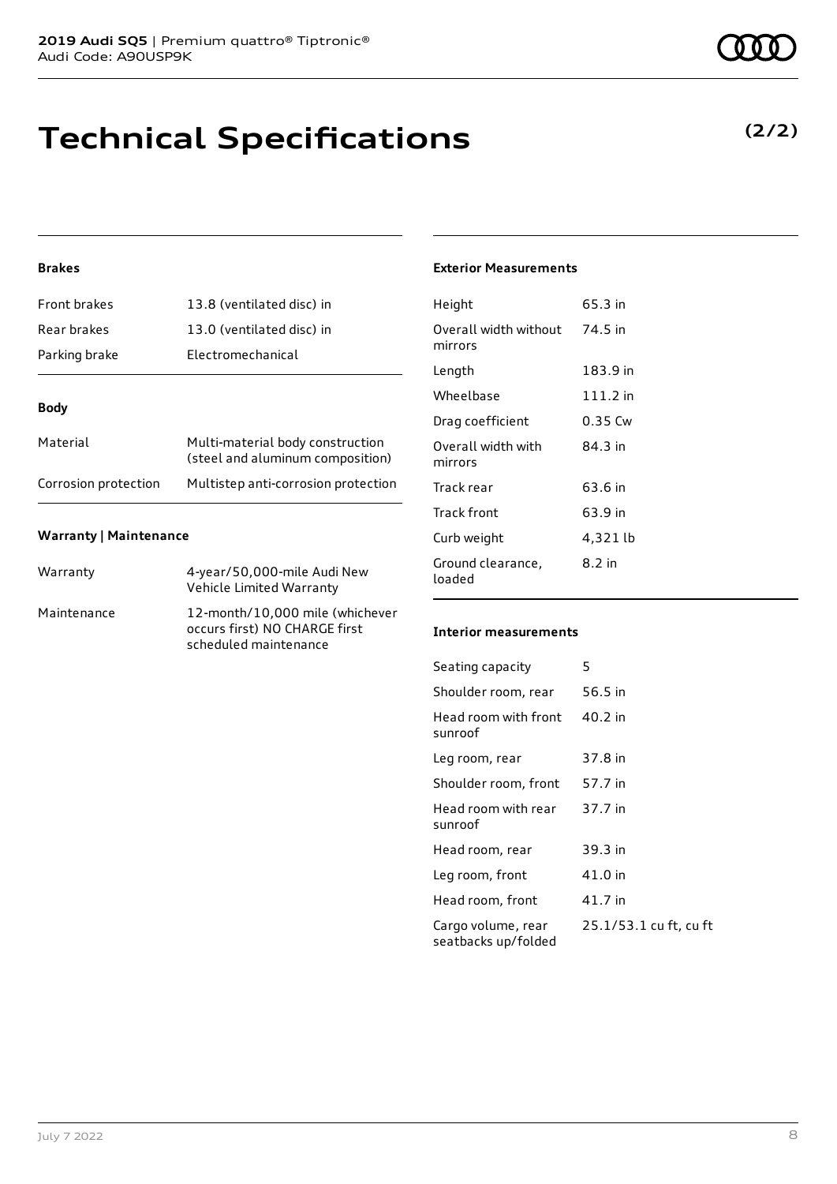# Technical Specifications

**(2/2)**

### Brakes

| | |
|---|---|
| Front brakes | 13.8 (ventilated disc) in |
| Rear brakes | 13.0 (ventilated disc) in |
| Parking brake | Electromechanical |

### Body

| | |
|---|---|
| Material | Multi-material body construction (steel and aluminum composition) |
| Corrosion protection | Multistep anti-corrosion protection |

### Warranty | Maintenance

| | |
|---|---|
| Warranty | 4-year/50,000-mile Audi New Vehicle Limited Warranty |
| Maintenance | 12-month/10,000 mile (whichever occurs first) NO CHARGE first scheduled maintenance |

### Exterior Measurements

| | |
|---|---|
| Height | 65.3 in |
| Overall width without mirrors | 74.5 in |
| Length | 183.9 in |
| Wheelbase | 111.2 in |
| Drag coefficient | 0.35 Cw |
| Overall width with mirrors | 84.3 in |
| Track rear | 63.6 in |
| Track front | 63.9 in |
| Curb weight | 4,321 lb |
| Ground clearance, loaded | 8.2 in |

### Interior measurements

| | |
|---|---|
| Seating capacity | 5 |
| Shoulder room, rear | 56.5 in |
| Head room with front sunroof | 40.2 in |
| Leg room, rear | 37.8 in |
| Shoulder room, front | 57.7 in |
| Head room with rear sunroof | 37.7 in |
| Head room, rear | 39.3 in |
| Leg room, front | 41.0 in |
| Head room, front | 41.7 in |
| Cargo volume, rear seatbacks up/folded | 25.1/53.1 cu ft, cu ft |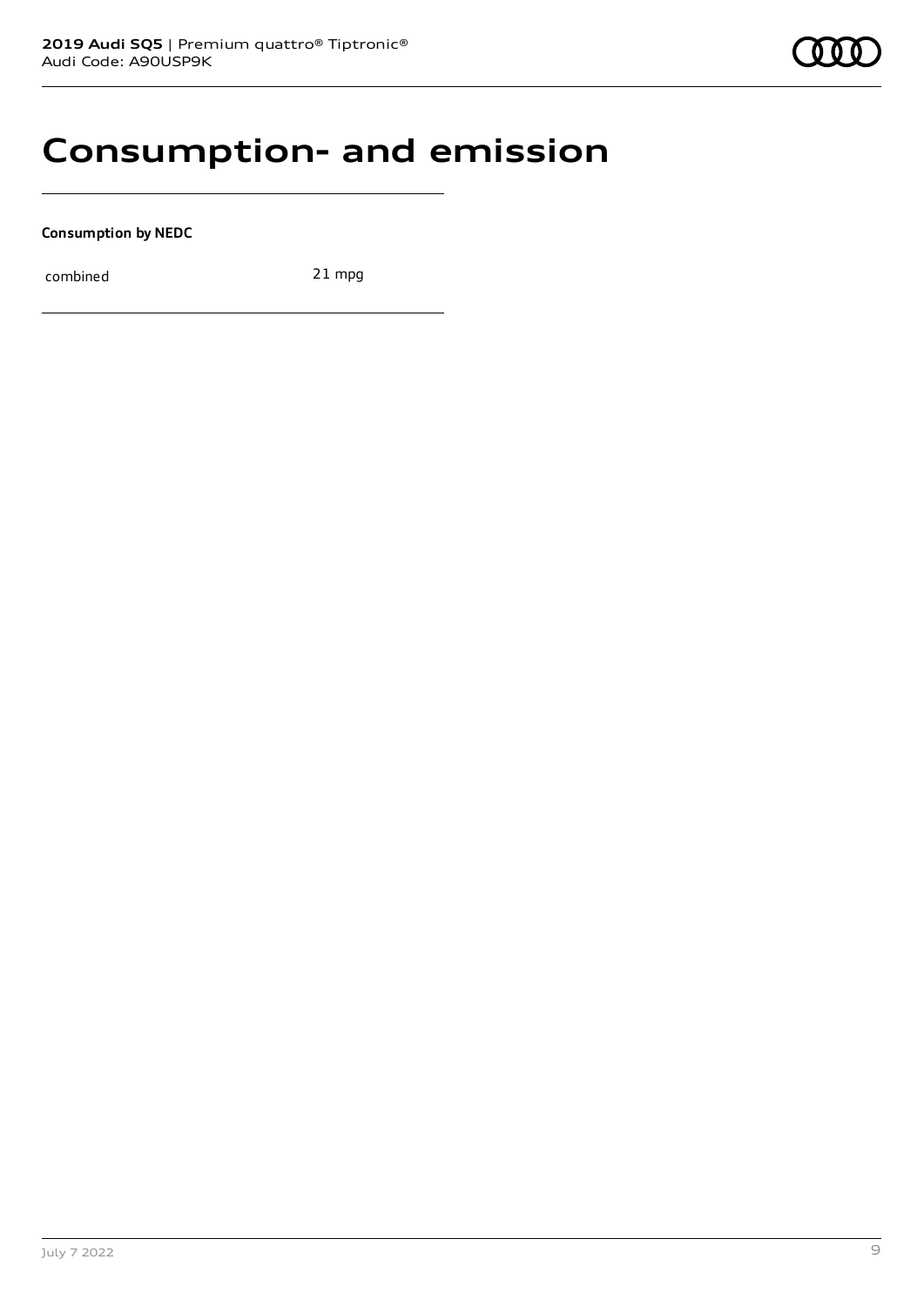# Consumption- and emission

**Consumption by NEDC**

| | |
|---|---|
| combined | 21 mpg |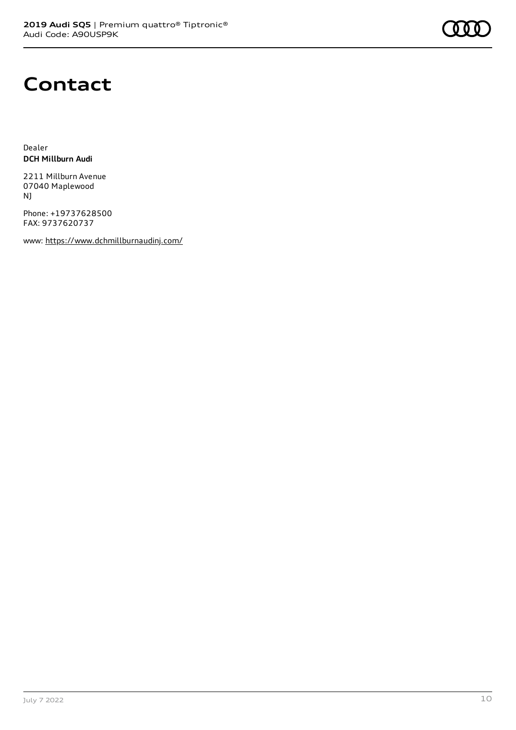# Contact

Dealer
**DCH Millburn Audi**

2211 Millburn Avenue
07040 Maplewood
NJ

Phone: +19737628500
FAX: 9737620737

www: https://www.dchmillburnaudinj.com/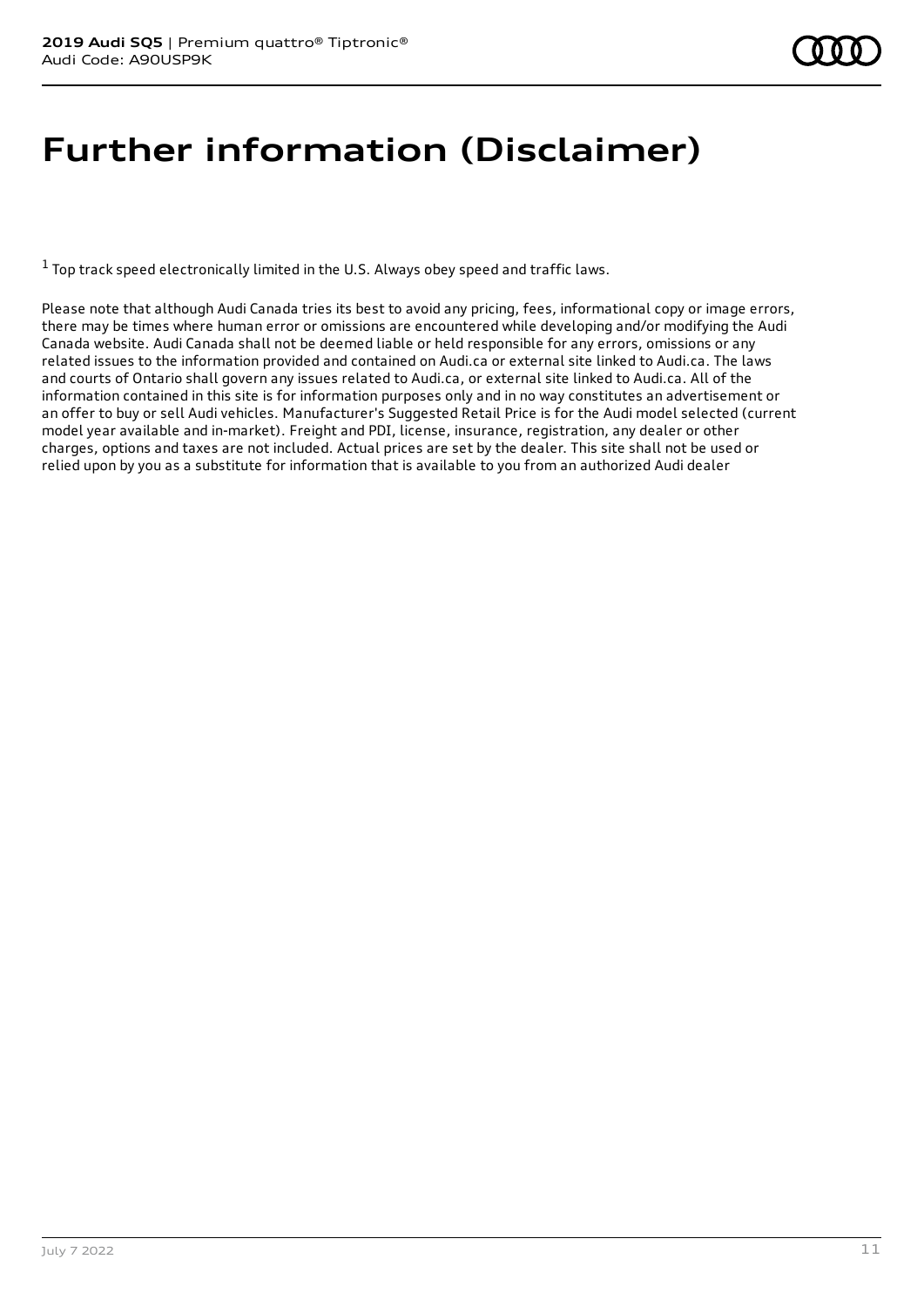# Further information (Disclaimer)

[1] Top track speed electronically limited in the U.S. Always obey speed and traffic laws.

Please note that although Audi Canada tries its best to avoid any pricing, fees, informational copy or image errors, there may be times where human error or omissions are encountered while developing and/or modifying the Audi Canada website. Audi Canada shall not be deemed liable or held responsible for any errors, omissions or any related issues to the information provided and contained on Audi.ca or external site linked to Audi.ca. The laws and courts of Ontario shall govern any issues related to Audi.ca, or external site linked to Audi.ca. All of the information contained in this site is for information purposes only and in no way constitutes an advertisement or an offer to buy or sell Audi vehicles. Manufacturer's Suggested Retail Price is for the Audi model selected (current model year available and in-market). Freight and PDI, license, insurance, registration, any dealer or other charges, options and taxes are not included. Actual prices are set by the dealer. This site shall not be used or relied upon by you as a substitute for information that is available to you from an authorized Audi dealer